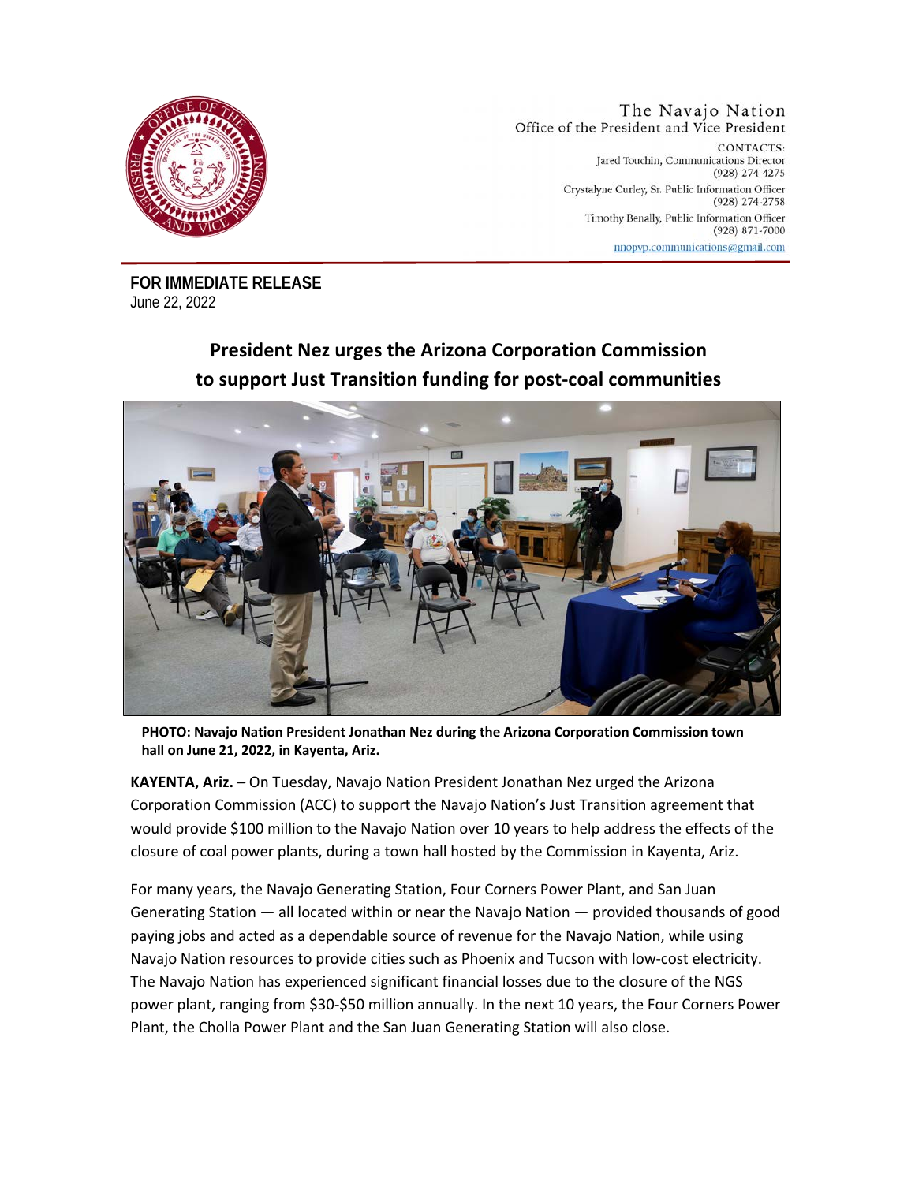The Navajo Nation
Office of the President and Vice President

CONTACTS:
Jared Touchin, Communications Director
(928) 274-4275
Crystalyne Curley, Sr. Public Information Officer
(928) 274-2758
Timothy Benally, Public Information Officer
(928) 871-7000
nnopvp.communications@gmail.com

**FOR IMMEDIATE RELEASE**
June 22, 2022

## President Nez urges the Arizona Corporation Commission to support Just Transition funding for post-coal communities

**PHOTO: Navajo Nation President Jonathan Nez during the Arizona Corporation Commission town hall on June 21, 2022, in Kayenta, Ariz.**

**KAYENTA, Ariz. –** On Tuesday, Navajo Nation President Jonathan Nez urged the Arizona Corporation Commission (ACC) to support the Navajo Nation's Just Transition agreement that would provide $100 million to the Navajo Nation over 10 years to help address the effects of the closure of coal power plants, during a town hall hosted by the Commission in Kayenta, Ariz.

For many years, the Navajo Generating Station, Four Corners Power Plant, and San Juan Generating Station — all located within or near the Navajo Nation — provided thousands of good paying jobs and acted as a dependable source of revenue for the Navajo Nation, while using Navajo Nation resources to provide cities such as Phoenix and Tucson with low-cost electricity. The Navajo Nation has experienced significant financial losses due to the closure of the NGS power plant, ranging from $30-$50 million annually. In the next 10 years, the Four Corners Power Plant, the Cholla Power Plant and the San Juan Generating Station will also close.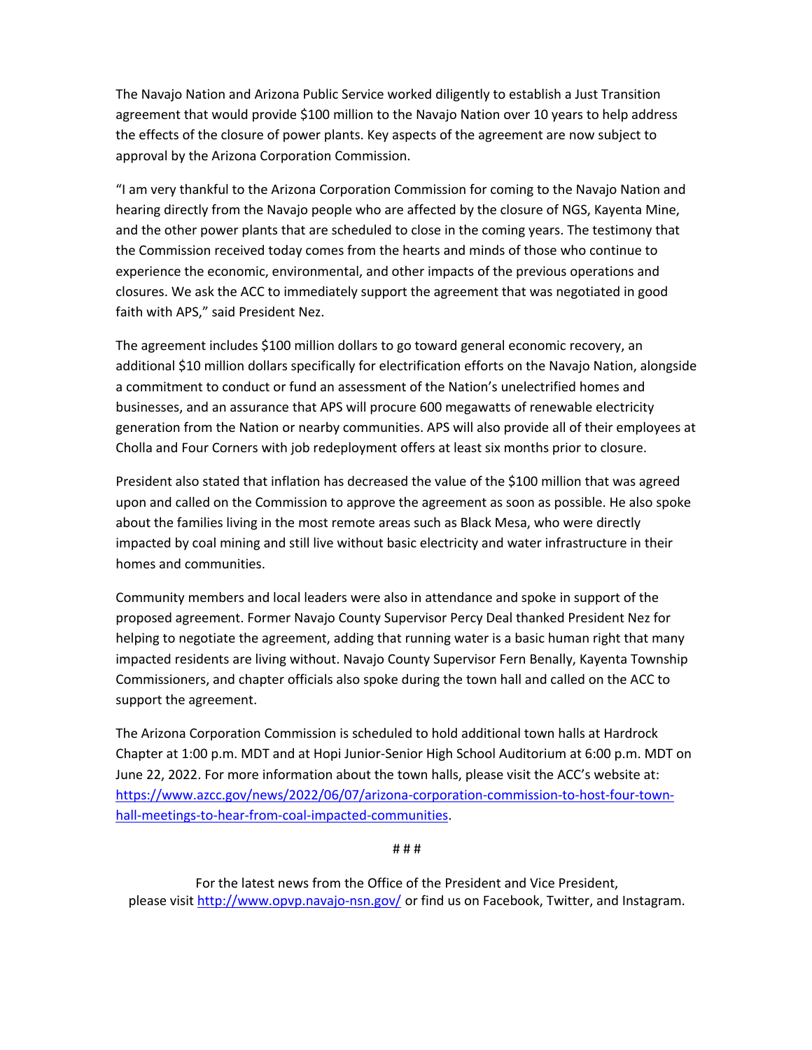The Navajo Nation and Arizona Public Service worked diligently to establish a Just Transition agreement that would provide $100 million to the Navajo Nation over 10 years to help address the effects of the closure of power plants. Key aspects of the agreement are now subject to approval by the Arizona Corporation Commission.

"I am very thankful to the Arizona Corporation Commission for coming to the Navajo Nation and hearing directly from the Navajo people who are affected by the closure of NGS, Kayenta Mine, and the other power plants that are scheduled to close in the coming years. The testimony that the Commission received today comes from the hearts and minds of those who continue to experience the economic, environmental, and other impacts of the previous operations and closures. We ask the ACC to immediately support the agreement that was negotiated in good faith with APS," said President Nez.

The agreement includes $100 million dollars to go toward general economic recovery, an additional $10 million dollars specifically for electrification efforts on the Navajo Nation, alongside a commitment to conduct or fund an assessment of the Nation's unelectrified homes and businesses, and an assurance that APS will procure 600 megawatts of renewable electricity generation from the Nation or nearby communities. APS will also provide all of their employees at Cholla and Four Corners with job redeployment offers at least six months prior to closure.

President also stated that inflation has decreased the value of the $100 million that was agreed upon and called on the Commission to approve the agreement as soon as possible. He also spoke about the families living in the most remote areas such as Black Mesa, who were directly impacted by coal mining and still live without basic electricity and water infrastructure in their homes and communities.

Community members and local leaders were also in attendance and spoke in support of the proposed agreement. Former Navajo County Supervisor Percy Deal thanked President Nez for helping to negotiate the agreement, adding that running water is a basic human right that many impacted residents are living without. Navajo County Supervisor Fern Benally, Kayenta Township Commissioners, and chapter officials also spoke during the town hall and called on the ACC to support the agreement.

The Arizona Corporation Commission is scheduled to hold additional town halls at Hardrock Chapter at 1:00 p.m. MDT and at Hopi Junior-Senior High School Auditorium at 6:00 p.m. MDT on June 22, 2022. For more information about the town halls, please visit the ACC's website at: https://www.azcc.gov/news/2022/06/07/arizona-corporation-commission-to-host-four-town-hall-meetings-to-hear-from-coal-impacted-communities.

# # #

For the latest news from the Office of the President and Vice President, please visit http://www.opvp.navajo-nsn.gov/ or find us on Facebook, Twitter, and Instagram.